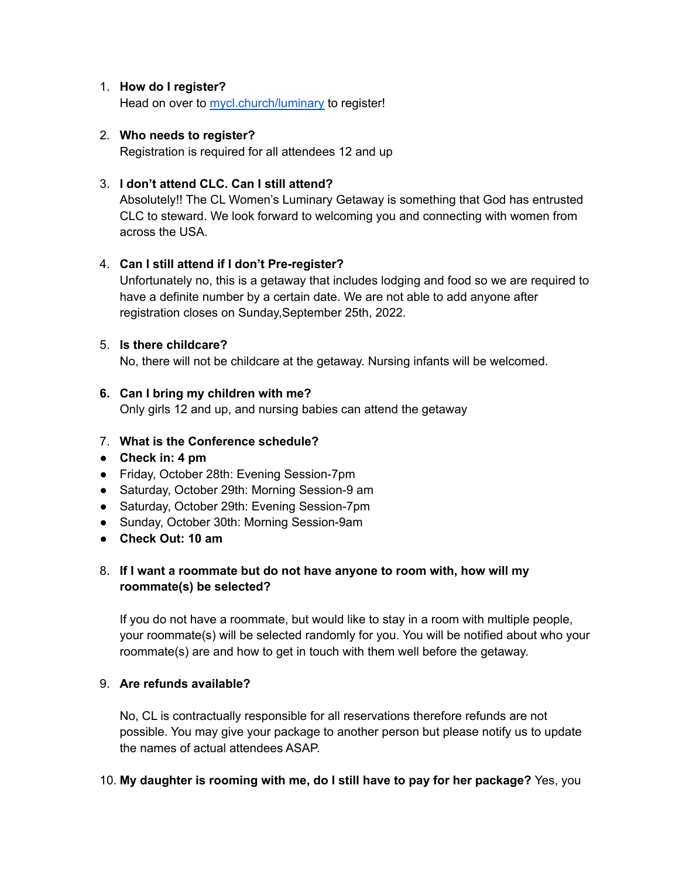1. **How do I register?**
   Head on over to [mycl.church/luminary](mycl.church/luminary) to register!

2. **Who needs to register?**
   Registration is required for all attendees 12 and up

3. **I don't attend CLC. Can I still attend?**
   Absolutely!! The CL Women's Luminary Getaway is something that God has entrusted CLC to steward. We look forward to welcoming you and connecting with women from across the USA.

4. **Can I still attend if I don't Pre-register?**
   Unfortunately no, this is a getaway that includes lodging and food so we are required to have a definite number by a certain date. We are not able to add anyone after registration closes on Sunday,September 25th, 2022.

5. **Is there childcare?**
   No, there will not be childcare at the getaway. Nursing infants will be welcomed.

6. **Can I bring my children with me?**
   Only girls 12 and up, and nursing babies can attend the getaway

7. **What is the Conference schedule?**

- **Check in: 4 pm**
- Friday, October 28th: Evening Session-7pm
- Saturday, October 29th: Morning Session-9 am
- Saturday, October 29th: Evening Session-7pm
- Sunday, October 30th: Morning Session-9am
- **Check Out: 10 am**

8. **If I want a roommate but do not have anyone to room with, how will my roommate(s) be selected?**

   If you do not have a roommate, but would like to stay in a room with multiple people, your roommate(s) will be selected randomly for you. You will be notified about who your roommate(s) are and how to get in touch with them well before the getaway.

9. **Are refunds available?**

   No, CL is contractually responsible for all reservations therefore refunds are not possible. You may give your package to another person but please notify us to update the names of actual attendees ASAP.

10. **My daughter is rooming with me, do I still have to pay for her package?** Yes, you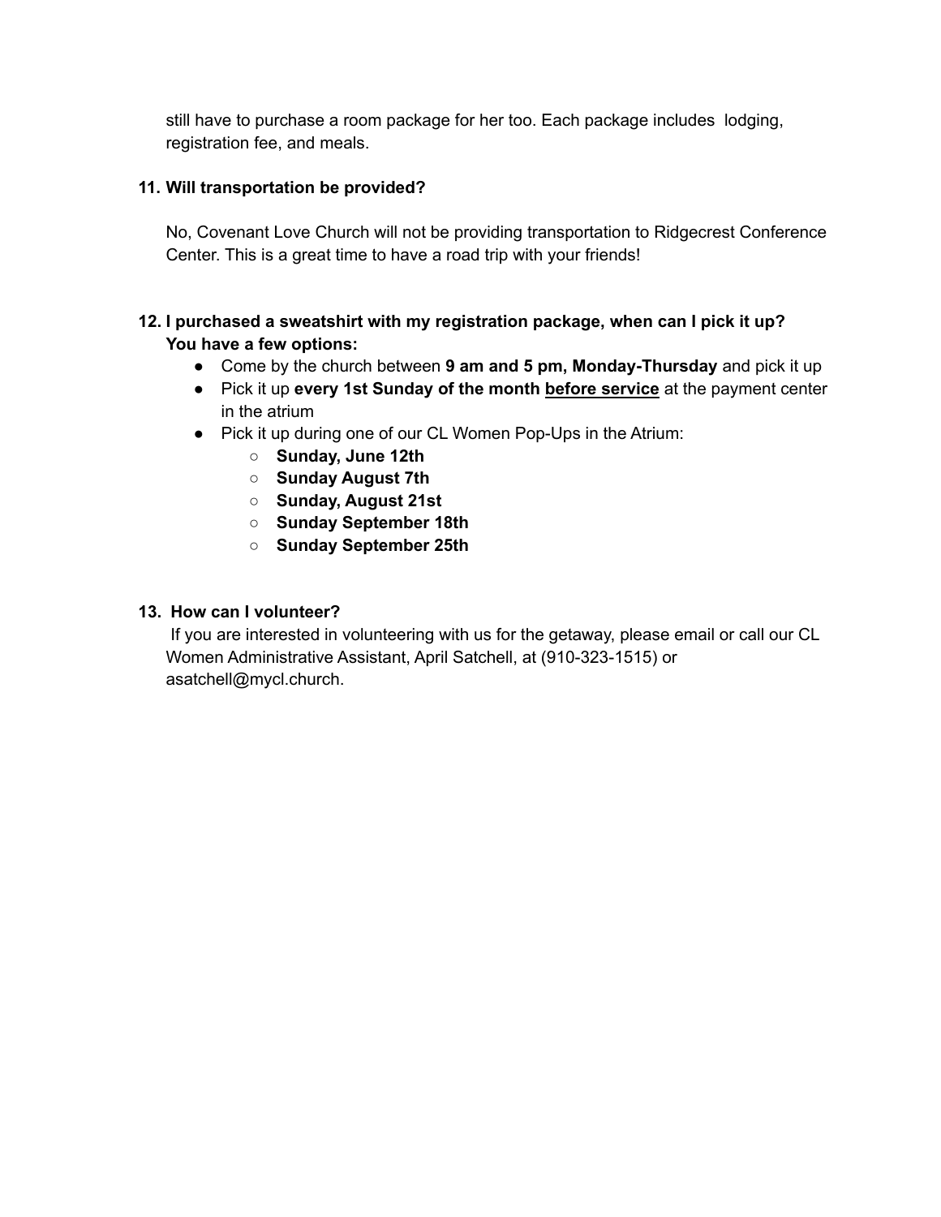still have to purchase a room package for her too. Each package includes lodging, registration fee, and meals.

**11. Will transportation be provided?**

No, Covenant Love Church will not be providing transportation to Ridgecrest Conference Center. This is a great time to have a road trip with your friends!

**12. I purchased a sweatshirt with my registration package, when can I pick it up?**
**You have a few options:**

- Come by the church between **9 am and 5 pm, Monday-Thursday** and pick it up
- Pick it up **every 1st Sunday of the month <u>before service</u>** at the payment center in the atrium
- Pick it up during one of our CL Women Pop-Ups in the Atrium:
    - **Sunday, June 12th**
    - **Sunday August 7th**
    - **Sunday, August 21st**
    - **Sunday September 18th**
    - **Sunday September 25th**

**13. How can I volunteer?**

If you are interested in volunteering with us for the getaway, please email or call our CL Women Administrative Assistant, April Satchell, at (910-323-1515) or asatchell@mycl.church.